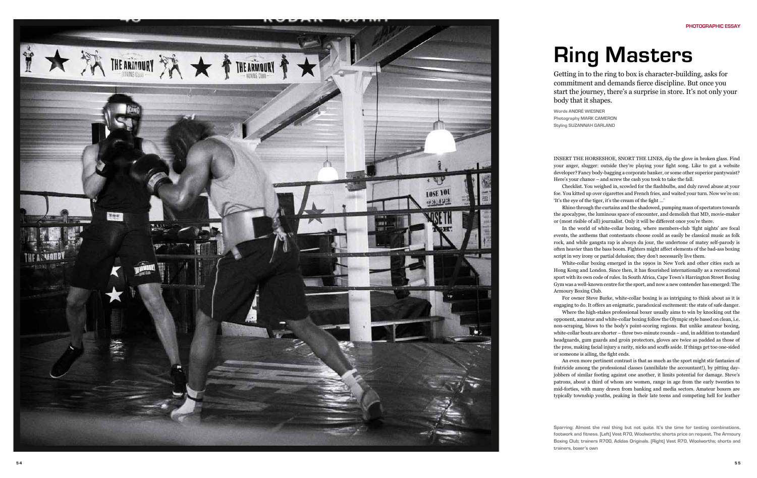PHOTOGRAPHIC ESSAY

# Ring Masters

Getting in to the ring to box is character-building, asks for commitment and demands fierce discipline. But once you start the journey, there's a surprise in store. It's not only your body that it shapes.

Words **ANDRÉ WIESNER**
Photography **MARK CAMERON**
Styling **SUZANNAH GARLAND**

INSERT THE HORSESHOE, SNORT THE LINES, dip the glove in broken glass. Find your anger, slugger: outside they're playing your fight song. Like to gut a website developer? Fancy body-bagging a corporate banker, or some other superior pantywaist? Here's your chance – and screw the cash you took to take the fall.

Checklist. You weighed in, scowled for the flashbulbs, and duly raved abuse at your foe. You kitted up over cigarettes and French fries, and waited your turn. Now we're on: 'It's the eye of the tiger, it's the cream of the fight ...'

Rhino through the curtains and the shadowed, pumping mass of spectators towards the apocalypse, the luminous space of encounter, and demolish that MD, movie-maker or (most risible of all) journalist. Only it will be different once you're there.

In the world of white-collar boxing, where members-club 'fight nights' are focal events, the anthems that contestants choose could as easily be classical music as folk rock, and while gangsta rap is always du jour, the undertone of matey self-parody is often heavier than the bass boom. Fighters might affect elements of the bad-ass boxing script in wry irony or partial delusion; they don't necessarily live them.

White-collar boxing emerged in the 1990s in New York and other cities such as Hong Kong and London. Since then, it has flourished internationally as a recreational sport with its own code of rules. In South Africa, Cape Town's Harrington Street Boxing Gym was a well-known centre for the sport, and now a new contender has emerged: The Armoury Boxing Club.

For owner Steve Burke, white-collar boxing is as intriguing to think about as it is engaging to do. It offers an enigmatic, paradoxical excitement: the state of safe danger.

Where the high-stakes professional boxer usually aims to win by knocking out the opponent, amateur and white-collar boxing follow the Olympic style based on clean, i.e. non-scraping, blows to the body's point-scoring regions. But unlike amateur boxing, white-collar bouts are shorter – three two-minute rounds – and, in addition to standard headguards, gum guards and groin protectors, gloves are twice as padded as those of the pros, making facial injury a rarity, nicks and scuffs aside. If things get too one-sided or someone is ailing, the fight ends.

An even more pertinent contrast is that as much as the sport might stir fantasies of fratricide among the professional classes (annihilate the accountant!), by pitting day-jobbers of similar footing against one another, it limits potential for damage. Steve's patrons, about a third of whom are women, range in age from the early twenties to mid-forties, with many drawn from banking and media sectors. Amateur boxers are typically township youths, peaking in their late teens and competing hell for leather

**Sparring: Almost the real thing but not quite. It's the time for testing combinations, footwork and fitness. [Left] Vest R70, Woolworths; shorts price on request, The Armoury Boxing Club; trainers R700, Adidas Originals. [Right] Vest R70, Woolworths; shorts and trainers, boxer's own**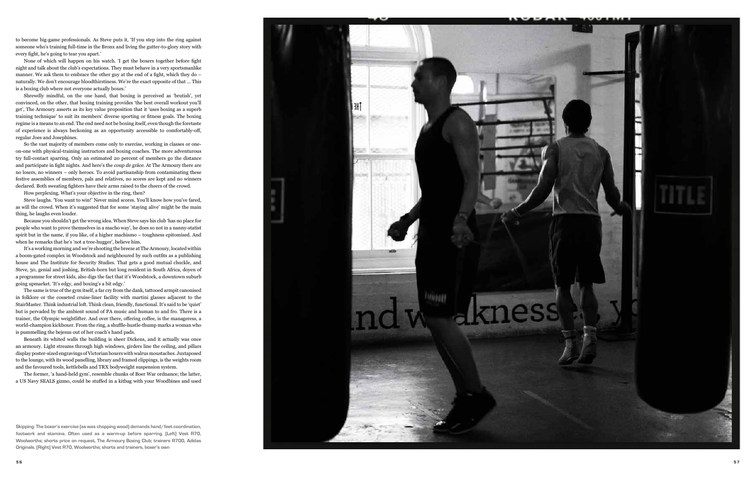to become big-game professionals. As Steve puts it, 'If you step into the ring against someone who's training full-time in the Bronx and living the gutter-to-glory story with every fight, he's going to tear you apart.'

None of which will happen on his watch. 'I get the boxers together before fight night and talk about the club's expectations. They must behave in a very sportsmanlike manner. We ask them to embrace the other guy at the end of a fight, which they do – naturally. We don't encourage bloodthirstiness. We're the exact opposite of that ... This is a boxing club where not everyone actually boxes.'

Shrewdly mindful, on the one hand, that boxing is perceived as 'brutish', yet convinced, on the other, that boxing training provides 'the best overall workout you'll get', The Armoury asserts as its key value proposition that it 'uses boxing as a superb training technique' to suit its members' diverse sporting or fitness goals. The boxing regime is a means to an end. The end need not be boxing itself, even though the foretaste of experience is always beckoning as an opportunity accessible to comfortably-off, regular Joes and Josephines.

So the vast majority of members come only to exercise, working in classes or one-on-one with physical-training instructors and boxing coaches. The more adventurous try full-contact sparring. Only an estimated 20 percent of members go the distance and participate in fight nights. And here's the *coup de grâce*. At The Armoury there are no losers, no winners – only heroes. To avoid partisanship from contaminating these festive assemblies of members, pals and relatives, no scores are kept and no winners declared. Both sweating fighters have their arms raised to the cheers of the crowd.

How perplexing. What's your objective in the ring, then?

Steve laughs. 'You want to win!' Never mind scores. You'll know how you've fared, as will the crowd. When it's suggested that for some 'staying alive' might be the main thing, he laughs even louder.

Because you shouldn't get the wrong idea. When Steve says his club 'has no place for people who want to prove themselves in a macho way', he does so not in a nanny-statist spirit but in the name, if you like, of a higher machismo – toughness epitomised. And when he remarks that he's 'not a tree-hugger', believe him.

It's a working morning and we're shooting the breeze at The Armoury, located within a boom-gated complex in Woodstock and neighboured by such outfits as a publishing house and The Institute for Security Studies. That gets a good mutual chuckle, and Steve, 50, genial and joshing, British-born but long resident in South Africa, doyen of a programme for street kids, also digs the fact that it's Woodstock, a downtown suburb going upmarket. 'It's edgy, and boxing's a bit edgy.'

The same is true of the gym itself, a far cry from the dank, tattooed armpit canonised in folklore or the cosseted cruise-liner facility with martini glasses adjacent to the StairMaster. Think industrial loft. Think clean, friendly, functional. It's said to be 'quiet' but is pervaded by the ambient sound of PA music and human to and fro. There is a trainer, the Olympic weightlifter. And over there, offering coffee, is the manageress, a world-champion kickboxer. From the ring, a shuffle-hustle-thump marks a woman who is pummelling the bejesus out of her coach's hand pads.

Beneath its whited walls the building is sheer Dickens, and it actually was once an armoury. Light streams through high windows, girders line the ceiling, and pillars display poster-sized engravings of Victorian boxers with walrus moustaches. Juxtaposed to the lounge, with its wood panelling, library and framed clippings, is the weights room and the favoured tools, kettlebells and TRX bodyweight suspension system.

The former, 'a hand-held gym', resemble chunks of Boer War ordnance; the latter, a US Navy SEALS gizmo, could be stuffed in a kitbag with your Woodbines and used

**Skipping: The boxer's exercise (as was chopping wood) demands hand/feet coordination, footwork and stamina. Often used as a warm-up before sparring. [Left] Vest R70, Woolworths; shorts price on request, The Armoury Boxing Club; trainers R700, Adidas Originals. [Right] Vest R70, Woolworths; shorts and trainers, boxer's own**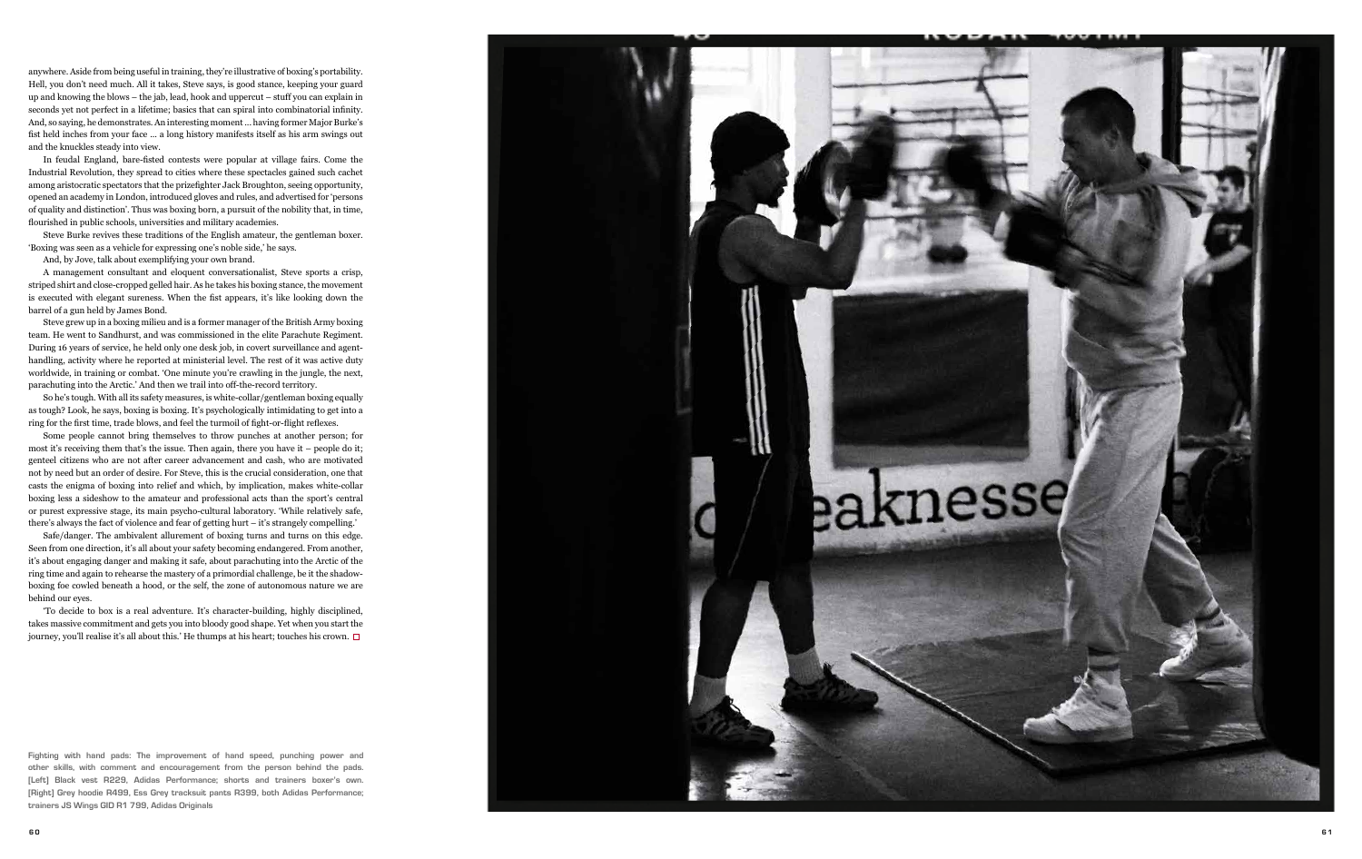anywhere. Aside from being useful in training, they're illustrative of boxing's portability. Hell, you don't need much. All it takes, Steve says, is good stance, keeping your guard up and knowing the blows – the jab, lead, hook and uppercut – stuff you can explain in seconds yet not perfect in a lifetime; basics that can spiral into combinatorial infinity. And, so saying, he demonstrates. An interesting moment ... having former Major Burke's fist held inches from your face ... a long history manifests itself as his arm swings out and the knuckles steady into view.

In feudal England, bare-fisted contests were popular at village fairs. Come the Industrial Revolution, they spread to cities where these spectacles gained such cachet among aristocratic spectators that the prizefighter Jack Broughton, seeing opportunity, opened an academy in London, introduced gloves and rules, and advertised for 'persons of quality and distinction'. Thus was boxing born, a pursuit of the nobility that, in time, flourished in public schools, universities and military academies.

Steve Burke revives these traditions of the English amateur, the gentleman boxer. 'Boxing was seen as a vehicle for expressing one's noble side,' he says.

And, by Jove, talk about exemplifying your own brand.

A management consultant and eloquent conversationalist, Steve sports a crisp, striped shirt and close-cropped gelled hair. As he takes his boxing stance, the movement is executed with elegant sureness. When the fist appears, it's like looking down the barrel of a gun held by James Bond.

Steve grew up in a boxing milieu and is a former manager of the British Army boxing team. He went to Sandhurst, and was commissioned in the elite Parachute Regiment. During 16 years of service, he held only one desk job, in covert surveillance and agent-handling, activity where he reported at ministerial level. The rest of it was active duty worldwide, in training or combat. 'One minute you're crawling in the jungle, the next, parachuting into the Arctic.' And then we trail into off-the-record territory.

So he's tough. With all its safety measures, is white-collar/gentleman boxing equally as tough? Look, he says, boxing is boxing. It's psychologically intimidating to get into a ring for the first time, trade blows, and feel the turmoil of fight-or-flight reflexes.

Some people cannot bring themselves to throw punches at another person; for most it's receiving them that's the issue. Then again, there you have it – people do it; genteel citizens who are not after career advancement and cash, who are motivated not by need but an order of desire. For Steve, this is the crucial consideration, one that casts the enigma of boxing into relief and which, by implication, makes white-collar boxing less a sideshow to the amateur and professional acts than the sport's central or purest expressive stage, its main psycho-cultural laboratory. 'While relatively safe, there's always the fact of violence and fear of getting hurt – it's strangely compelling.'

Safe/danger. The ambivalent allurement of boxing turns and turns on this edge. Seen from one direction, it's all about your safety becoming endangered. From another, it's about engaging danger and making it safe, about parachuting into the Arctic of the ring time and again to rehearse the mastery of a primordial challenge, be it the shadow-boxing foe cowled beneath a hood, or the self, the zone of autonomous nature we are behind our eyes.

'To decide to box is a real adventure. It's character-building, highly disciplined, takes massive commitment and gets you into bloody good shape. Yet when you start the journey, you'll realise it's all about this.' He thumps at his heart; touches his crown. □

**Fighting with hand pads: The improvement of hand speed, punching power and other skills, with comment and encouragement from the person behind the pads. [Left] Black vest R229, Adidas Performance; shorts and trainers boxer's own. [Right] Grey hoodie R499, Ess Grey tracksuit pants R399, both Adidas Performance; trainers JS Wings GID R1 799, Adidas Originals**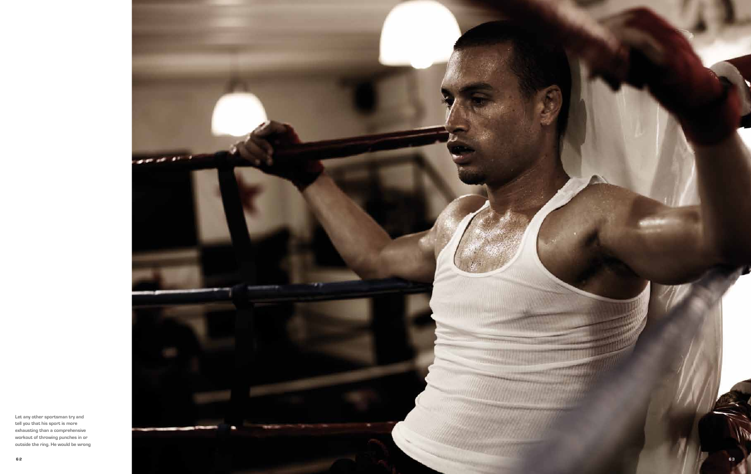Let any other sportsman try and tell you that his sport is more exhausting than a comprehensive workout of throwing punches in or outside the ring. He would be wrong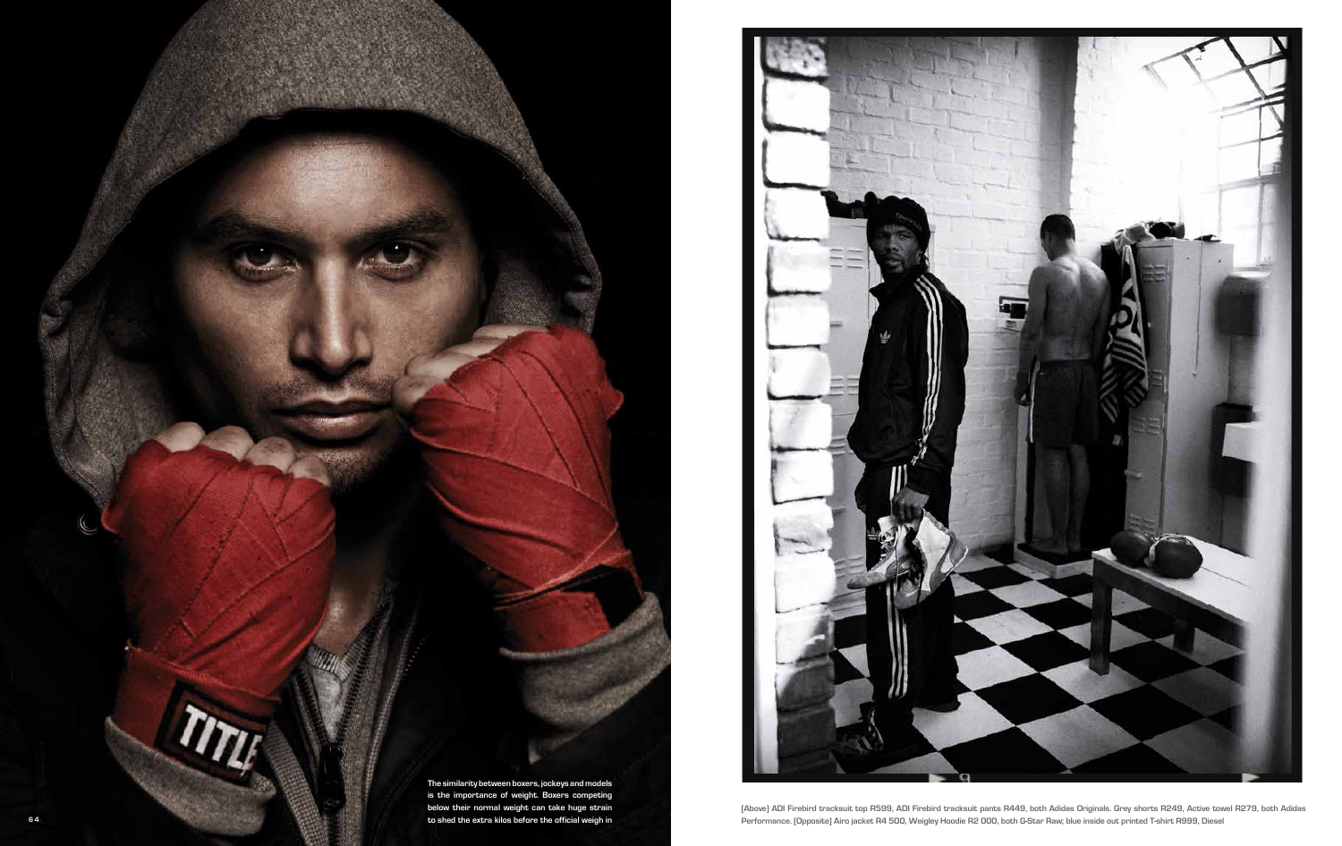The similarity between boxers, jockeys and models is the importance of weight. Boxers competing below their normal weight can take huge strain to shed the extra kilos before the official weigh in

[Above] ADI Firebird tracksuit top R599, ADI Firebird tracksuit pants R449, both Adidas Originals. Grey shorts R249, Active towel R279, both Adidas Performance. [Opposite] Airo jacket R4 500, Weigley Hoodie R2 000, both G-Star Raw; blue inside out printed T-shirt R999, Diesel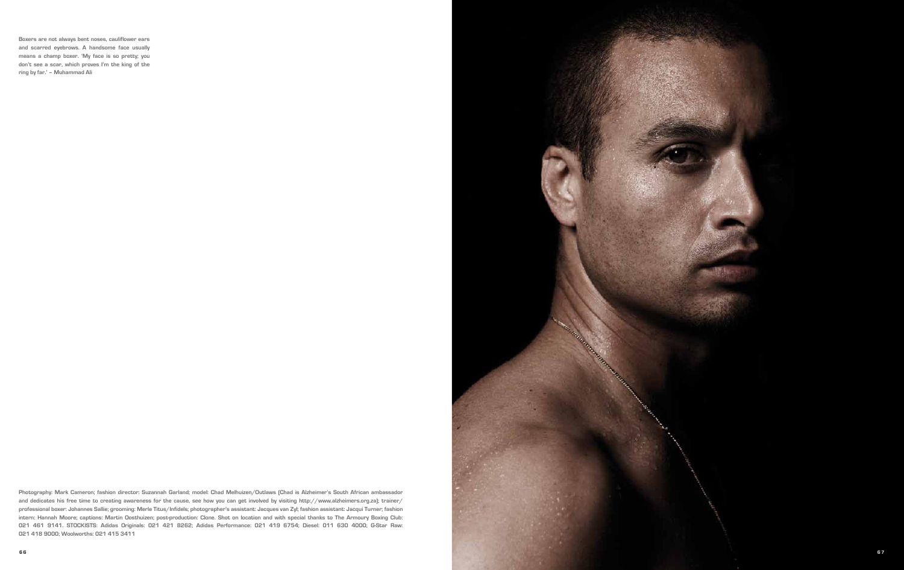Boxers are not always bent noses, cauliflower ears and scarred eyebrows. A handsome face usually means a champ boxer. 'My face is so pretty; you don't see a scar, which proves I'm the king of the ring by far.' – Muhammad Ali

Photography: Mark Cameron; fashion director: Suzannah Garland; model: Chad Melhuizen/Outlaws (Chad is Alzheimer's South African ambassador and dedicates his free time to creating awareness for the cause, see how you can get involved by visiting http://www.alzheimers.org.za); trainer/ professional boxer: Johannes Sallie; grooming: Merle Titus/Infidels; photographer's assistant: Jacques van Zyl; fashion assistant: Jacqui Turner; fashion intern: Hannah Moore; captions: Martin Oosthuizen; post-production: Clone. Shot on location and with special thanks to The Armoury Boxing Club: 021 461 9141. STOCKISTS: Adidas Originals: 021 421 8262; Adidas Performance: 021 419 6754; Diesel: 011 630 4000; G-Star Raw: 021 418 9000; Woolworths: 021 415 3411